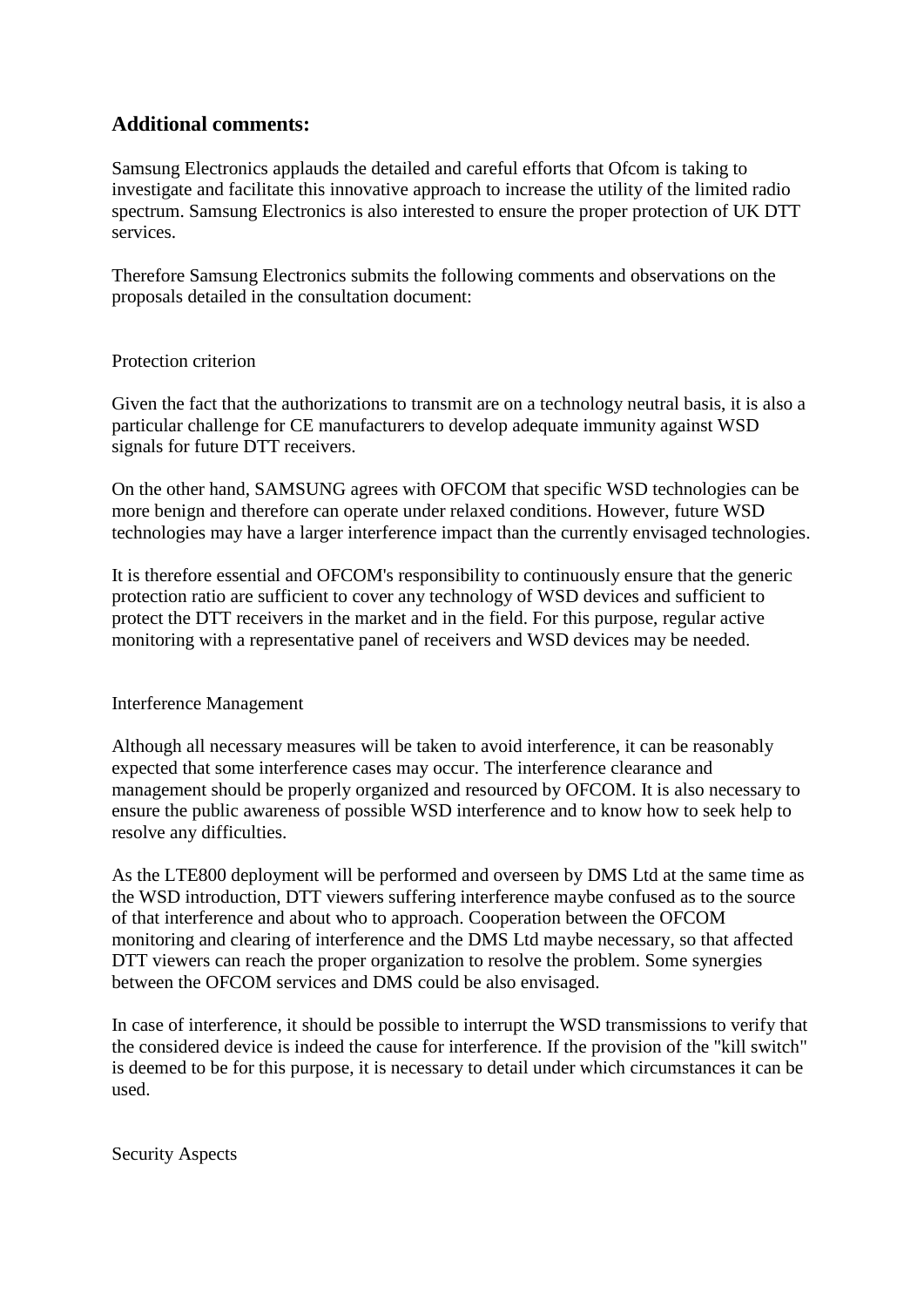## Additional comments:

Samsung Electronics applauds the detailed and careful efforts that Ofcom is taking to investigate and facilitate this innovative approach to increase the utility of the limited radio spectrum. Samsung Electronics is also interested to ensure the proper protection of UK DTT services.

Therefore Samsung Electronics submits the following comments and observations on the proposals detailed in the consultation document:

Protection criterion

Given the fact that the authorizations to transmit are on a technology neutral basis, it is also a particular challenge for CE manufacturers to develop adequate immunity against WSD signals for future DTT receivers.

On the other hand, SAMSUNG agrees with OFCOM that specific WSD technologies can be more benign and therefore can operate under relaxed conditions. However, future WSD technologies may have a larger interference impact than the currently envisaged technologies.

It is therefore essential and OFCOM's responsibility to continuously ensure that the generic protection ratio are sufficient to cover any technology of WSD devices and sufficient to protect the DTT receivers in the market and in the field. For this purpose, regular active monitoring with a representative panel of receivers and WSD devices may be needed.

Interference Management

Although all necessary measures will be taken to avoid interference, it can be reasonably expected that some interference cases may occur. The interference clearance and management should be properly organized and resourced by OFCOM. It is also necessary to ensure the public awareness of possible WSD interference and to know how to seek help to resolve any difficulties.

As the LTE800 deployment will be performed and overseen by DMS Ltd at the same time as the WSD introduction, DTT viewers suffering interference maybe confused as to the source of that interference and about who to approach. Cooperation between the OFCOM monitoring and clearing of interference and the DMS Ltd maybe necessary, so that affected DTT viewers can reach the proper organization to resolve the problem. Some synergies between the OFCOM services and DMS could be also envisaged.

In case of interference, it should be possible to interrupt the WSD transmissions to verify that the considered device is indeed the cause for interference. If the provision of the "kill switch" is deemed to be for this purpose, it is necessary to detail under which circumstances it can be used.

Security Aspects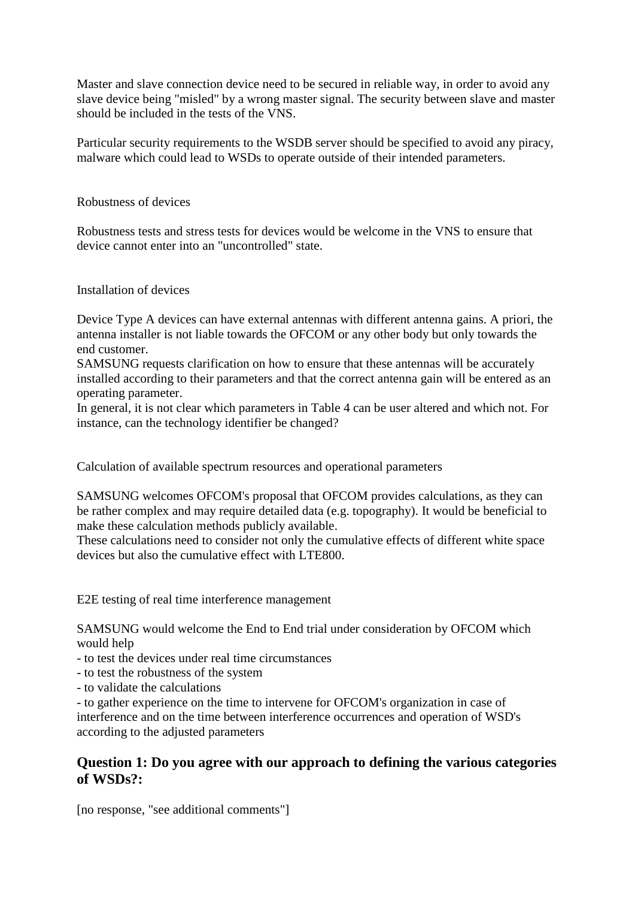Master and slave connection device need to be secured in reliable way, in order to avoid any slave device being "misled" by a wrong master signal. The security between slave and master should be included in the tests of the VNS.

Particular security requirements to the WSDB server should be specified to avoid any piracy, malware which could lead to WSDs to operate outside of their intended parameters.

Robustness of devices

Robustness tests and stress tests for devices would be welcome in the VNS to ensure that device cannot enter into an "uncontrolled" state.

Installation of devices

Device Type A devices can have external antennas with different antenna gains. A priori, the antenna installer is not liable towards the OFCOM or any other body but only towards the end customer.
SAMSUNG requests clarification on how to ensure that these antennas will be accurately installed according to their parameters and that the correct antenna gain will be entered as an operating parameter.
In general, it is not clear which parameters in Table 4 can be user altered and which not. For instance, can the technology identifier be changed?

Calculation of available spectrum resources and operational parameters

SAMSUNG welcomes OFCOM's proposal that OFCOM provides calculations, as they can be rather complex and may require detailed data (e.g. topography). It would be beneficial to make these calculation methods publicly available.
These calculations need to consider not only the cumulative effects of different white space devices but also the cumulative effect with LTE800.

E2E testing of real time interference management

SAMSUNG would welcome the End to End trial under consideration by OFCOM which would help

- to test the devices under real time circumstances
- to test the robustness of the system
- to validate the calculations
- to gather experience on the time to intervene for OFCOM's organization in case of interference and on the time between interference occurrences and operation of WSD's according to the adjusted parameters

## Question 1: Do you agree with our approach to defining the various categories of WSDs?:

[no response, "see additional comments"]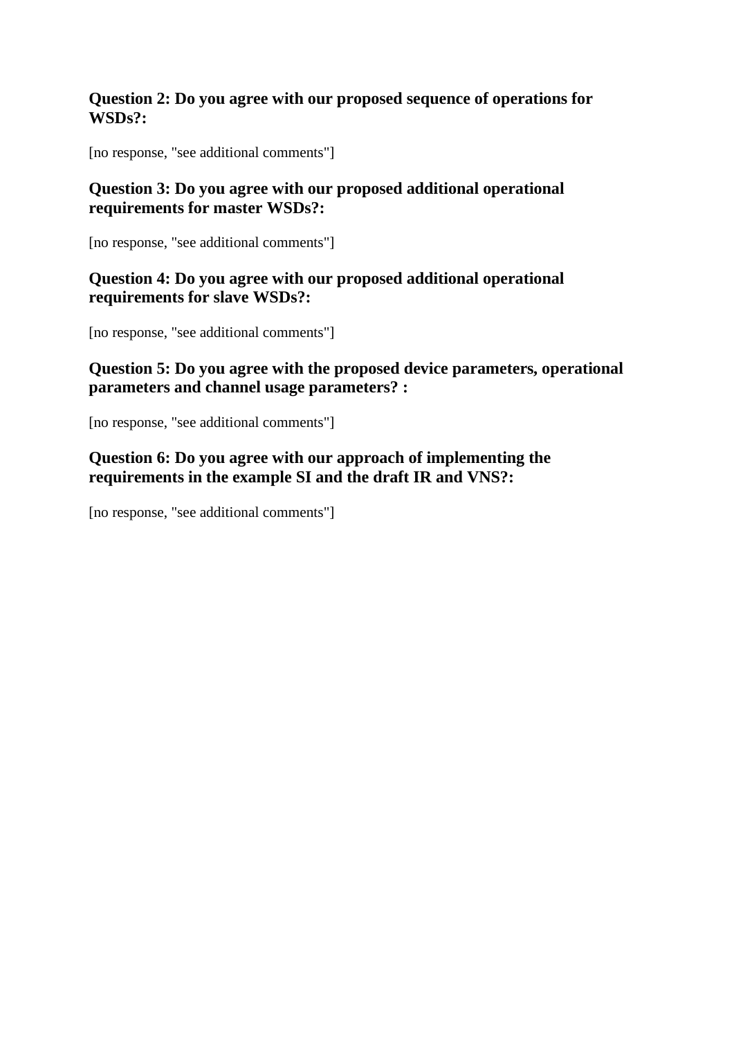### Question 2: Do you agree with our proposed sequence of operations for WSDs?:

[no response, "see additional comments"]

### Question 3: Do you agree with our proposed additional operational requirements for master WSDs?:

[no response, "see additional comments"]

### Question 4: Do you agree with our proposed additional operational requirements for slave WSDs?:

[no response, "see additional comments"]

### Question 5: Do you agree with the proposed device parameters, operational parameters and channel usage parameters? :

[no response, "see additional comments"]

### Question 6: Do you agree with our approach of implementing the requirements in the example SI and the draft IR and VNS?:

[no response, "see additional comments"]